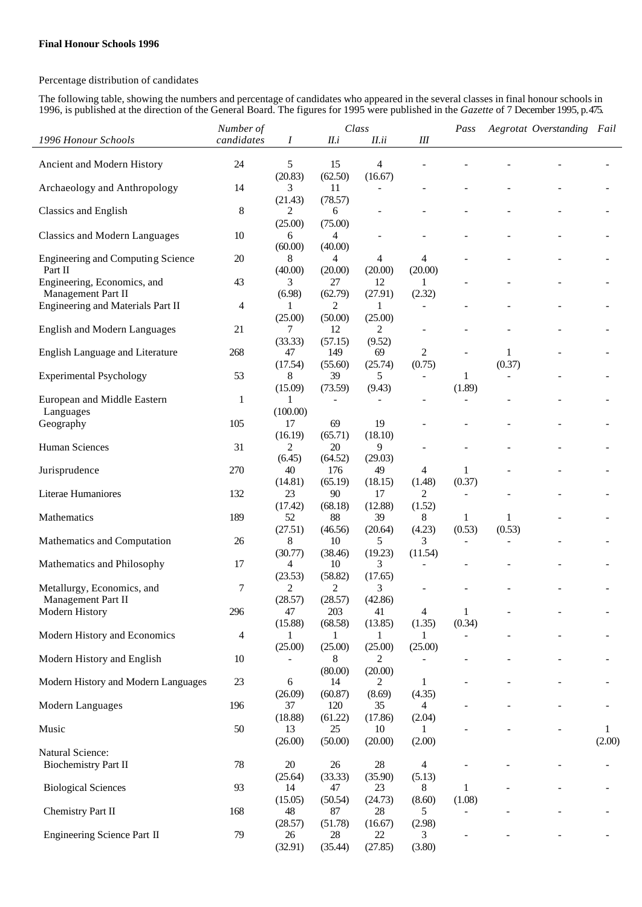**Final Honour Schools 1996**

Percentage distribution of candidates

The following table, showing the numbers and percentage of candidates who appeared in the several classes in final honour schools in 1996, is published at the direction of the General Board. The figures for 1995 were published in the *Gazette* of 7 December 1995, p.475.

| *1996 Honour Schools* | *Number of candidates* | *Class* *I* | *II.i* | *II.ii* | *III* | *Pass* | *Aegrotat* | *Overstanding* | *Fail* |
|---|---|---|---|---|---|---|---|---|---|
| Ancient and Modern History | 24 | 5 (20.83) | 15 (62.50) | 4 (16.67) | - | - | - | - | - |
| Archaeology and Anthropology | 14 | 3 (21.43) | 11 (78.57) | - | - | - | - | - | - |
| Classics and English | 8 | 2 (25.00) | 6 (75.00) | - | - | - | - | - | - |
| Classics and Modern Languages | 10 | 6 (60.00) | 4 (40.00) | - | - | - | - | - | - |
| Engineering and Computing Science Part II | 20 | 8 (40.00) | 4 (20.00) | 4 (20.00) | 4 (20.00) | - | - | - | - |
| Engineering, Economics, and Management Part II | 43 | 3 (6.98) | 27 (62.79) | 12 (27.91) | 1 (2.32) | - | - | - | - |
| Engineering and Materials Part II | 4 | 1 (25.00) | 2 (50.00) | 1 (25.00) | - | - | - | - | - |
| English and Modern Languages | 21 | 7 (33.33) | 12 (57.15) | 2 (9.52) | - | - | - | - | - |
| English Language and Literature | 268 | 47 (17.54) | 149 (55.60) | 69 (25.74) | 2 (0.75) | - | 1 (0.37) | - | - |
| Experimental Psychology | 53 | 8 (15.09) | 39 (73.59) | 5 (9.43) | - | 1 (1.89) | - | - | - |
| European and Middle Eastern Languages | 1 | 1 (100.00) | - | - | - | - | - | - | - |
| Geography | 105 | 17 (16.19) | 69 (65.71) | 19 (18.10) | - | - | - | - | - |
| Human Sciences | 31 | 2 (6.45) | 20 (64.52) | 9 (29.03) | - | - | - | - | - |
| Jurisprudence | 270 | 40 (14.81) | 176 (65.19) | 49 (18.15) | 4 (1.48) | 1 (0.37) | - | - | - |
| Literae Humaniores | 132 | 23 (17.42) | 90 (68.18) | 17 (12.88) | 2 (1.52) | - | - | - | - |
| Mathematics | 189 | 52 (27.51) | 88 (46.56) | 39 (20.64) | 8 (4.23) | 1 (0.53) | 1 (0.53) | - | - |
| Mathematics and Computation | 26 | 8 (30.77) | 10 (38.46) | 5 (19.23) | 3 (11.54) | - | - | - | - |
| Mathematics and Philosophy | 17 | 4 (23.53) | 10 (58.82) | 3 (17.65) | - | - | - | - | - |
| Metallurgy, Economics, and Management Part II | 7 | 2 (28.57) | 2 (28.57) | 3 (42.86) | - | - | - | - | - |
| Modern History | 296 | 47 (15.88) | 203 (68.58) | 41 (13.85) | 4 (1.35) | 1 (0.34) | - | - | - |
| Modern History and Economics | 4 | 1 (25.00) | 1 (25.00) | 1 (25.00) | 1 (25.00) | - | - | - | - |
| Modern History and English | 10 | - | 8 (80.00) | 2 (20.00) | - | - | - | - | - |
| Modern History and Modern Languages | 23 | 6 (26.09) | 14 (60.87) | 2 (8.69) | 1 (4.35) | - | - | - | - |
| Modern Languages | 196 | 37 (18.88) | 120 (61.22) | 35 (17.86) | 4 (2.04) | - | - | - | - |
| Music | 50 | 13 (26.00) | 25 (50.00) | 10 (20.00) | 1 (2.00) | - | - | - | 1 (2.00) |
| Natural Science: | | | | | | | | | |
| Biochemistry Part II | 78 | 20 (25.64) | 26 (33.33) | 28 (35.90) | 4 (5.13) | - | - | - | - |
| Biological Sciences | 93 | 14 (15.05) | 47 (50.54) | 23 (24.73) | 8 (8.60) | 1 (1.08) | - | - | - |
| Chemistry Part II | 168 | 48 (28.57) | 87 (51.78) | 28 (16.67) | 5 (2.98) | - | - | - | - |
| Engineering Science Part II | 79 | 26 (32.91) | 28 (35.44) | 22 (27.85) | 3 (3.80) | - | - | - | - |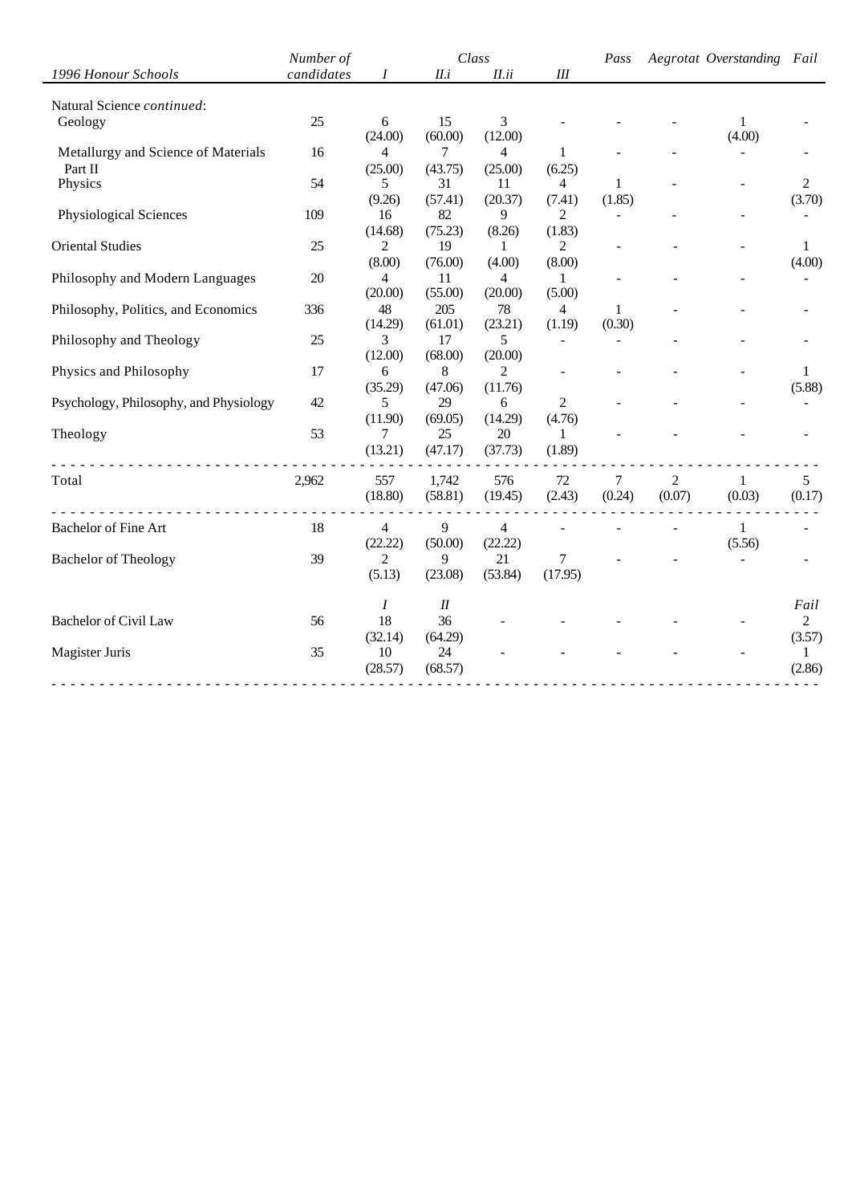| 1996 Honour Schools | Number of candidates | Class I | Class II.i | Class II.ii | Class III | Pass | Aegrotat | Overstanding | Fail |
|---|---|---|---|---|---|---|---|---|---|
| Natural Science *continued*: | | | | | | | | | |
| Geology | 25 | 6 (24.00) | 15 (60.00) | 3 (12.00) | - | - | - | 1 (4.00) | - |
| Metallurgy and Science of Materials Part II | 16 | 4 (25.00) | 7 (43.75) | 4 (25.00) | 1 (6.25) | - | - | - | - |
| Physics | 54 | 5 (9.26) | 31 (57.41) | 11 (20.37) | 4 (7.41) | 1 (1.85) | - | - | 2 (3.70) |
| Physiological Sciences | 109 | 16 (14.68) | 82 (75.23) | 9 (8.26) | 2 (1.83) | - | - | - | - |
| Oriental Studies | 25 | 2 (8.00) | 19 (76.00) | 1 (4.00) | 2 (8.00) | - | - | - | 1 (4.00) |
| Philosophy and Modern Languages | 20 | 4 (20.00) | 11 (55.00) | 4 (20.00) | 1 (5.00) | - | - | - | - |
| Philosophy, Politics, and Economics | 336 | 48 (14.29) | 205 (61.01) | 78 (23.21) | 4 (1.19) | 1 (0.30) | - | - | - |
| Philosophy and Theology | 25 | 3 (12.00) | 17 (68.00) | 5 (20.00) | - | - | - | - | - |
| Physics and Philosophy | 17 | 6 (35.29) | 8 (47.06) | 2 (11.76) | - | - | - | - | 1 (5.88) |
| Psychology, Philosophy, and Physiology | 42 | 5 (11.90) | 29 (69.05) | 6 (14.29) | 2 (4.76) | - | - | - | - |
| Theology | 53 | 7 (13.21) | 25 (47.17) | 20 (37.73) | 1 (1.89) | - | - | - | - |
| Total | 2,962 | 557 (18.80) | 1,742 (58.81) | 576 (19.45) | 72 (2.43) | 7 (0.24) | 2 (0.07) | 1 (0.03) | 5 (0.17) |
| Bachelor of Fine Art | 18 | 4 (22.22) | 9 (50.00) | 4 (22.22) | - | - | - | 1 (5.56) | - |
| Bachelor of Theology | 39 | 2 (5.13) | 9 (23.08) | 21 (53.84) | 7 (17.95) | - | - | - | - |

| | Number of candidates | I | II | | | | | | Fail |
|---|---|---|---|---|---|---|---|---|---|
| Bachelor of Civil Law | 56 | 18 (32.14) | 36 (64.29) | - | - | - | - | - | 2 (3.57) |
| Magister Juris | 35 | 10 (28.57) | 24 (68.57) | - | - | - | - | - | 1 (2.86) |